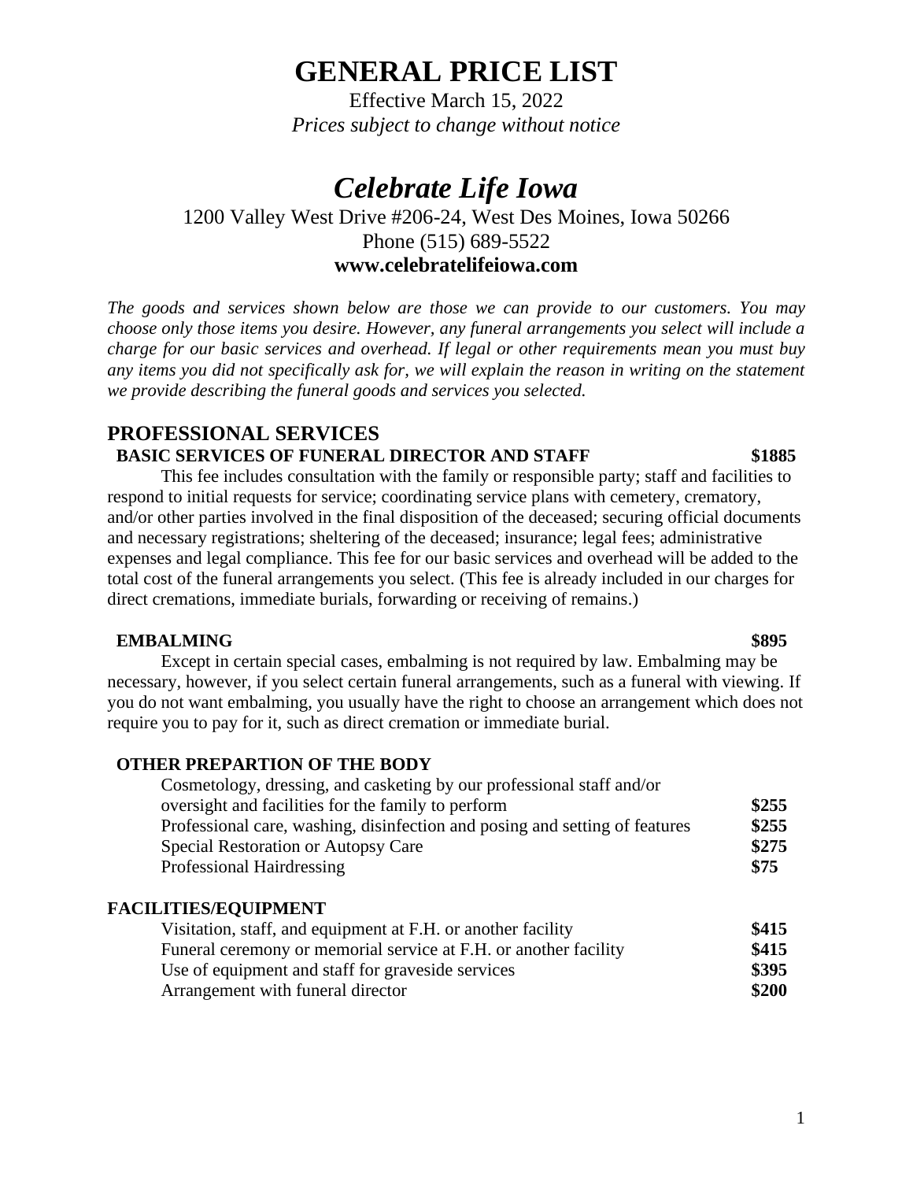# GENERAL PRICE LIST

Effective March 15, 2022

*Prices subject to change without notice*

# *Celebrate Life Iowa*

1200 Valley West Drive #206-24, West Des Moines, Iowa 50266

Phone (515) 689-5522

**www.celebratelifeiowa.com**

*The goods and services shown below are those we can provide to our customers. You may choose only those items you desire. However, any funeral arrangements you select will include a charge for our basic services and overhead. If legal or other requirements mean you must buy any items you did not specifically ask for, we will explain the reason in writing on the statement we provide describing the funeral goods and services you selected.*

## PROFESSIONAL SERVICES

### BASIC SERVICES OF FUNERAL DIRECTOR AND STAFF — $1885

This fee includes consultation with the family or responsible party; staff and facilities to respond to initial requests for service; coordinating service plans with cemetery, crematory, and/or other parties involved in the final disposition of the deceased; securing official documents and necessary registrations; sheltering of the deceased; insurance; legal fees; administrative expenses and legal compliance. This fee for our basic services and overhead will be added to the total cost of the funeral arrangements you select. (This fee is already included in our charges for direct cremations, immediate burials, forwarding or receiving of remains.)

### EMBALMING — $895

Except in certain special cases, embalming is not required by law. Embalming may be necessary, however, if you select certain funeral arrangements, such as a funeral with viewing. If you do not want embalming, you usually have the right to choose an arrangement which does not require you to pay for it, such as direct cremation or immediate burial.

### OTHER PREPARTION OF THE BODY

| Item | Price |
|---|---|
| Cosmetology, dressing, and casketing by our professional staff and/or oversight and facilities for the family to perform | **$255** |
| Professional care, washing, disinfection and posing and setting of features | **$255** |
| Special Restoration or Autopsy Care | **$275** |
| Professional Hairdressing | **$75** |

### FACILITIES/EQUIPMENT

| Item | Price |
|---|---|
| Visitation, staff, and equipment at F.H. or another facility | **$415** |
| Funeral ceremony or memorial service at F.H. or another facility | **$415** |
| Use of equipment and staff for graveside services | **$395** |
| Arrangement with funeral director | **$200** |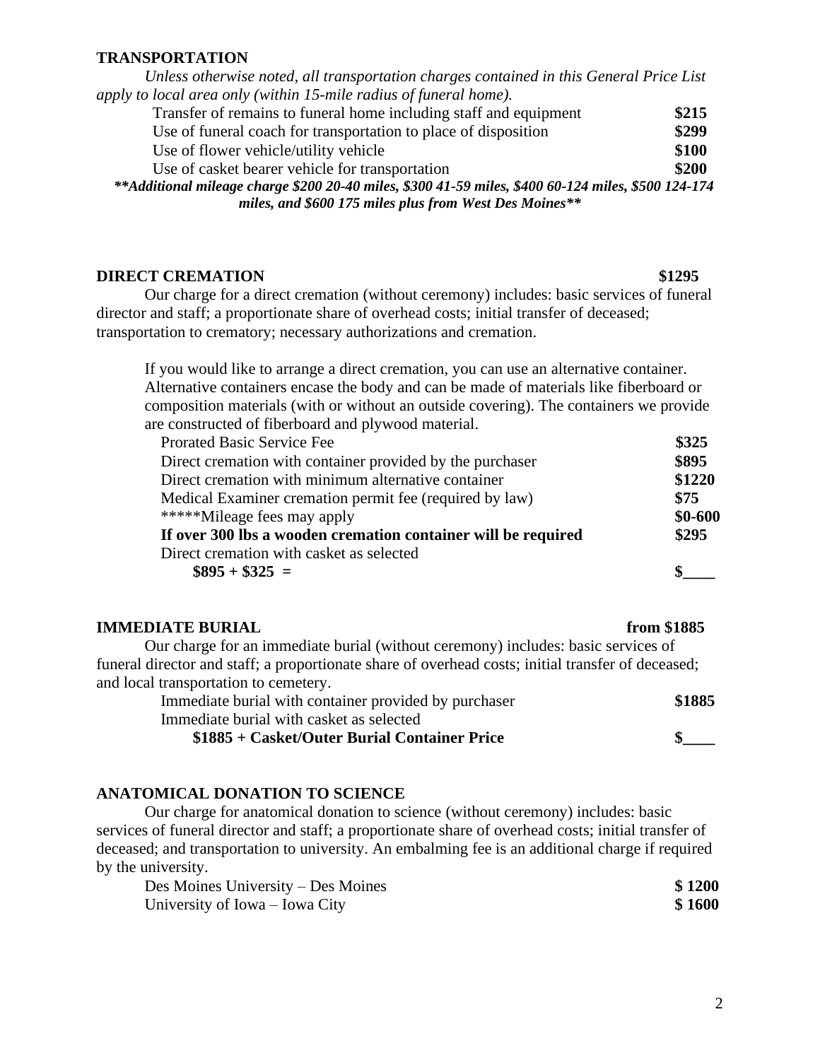## TRANSPORTATION

*Unless otherwise noted, all transportation charges contained in this General Price List apply to local area only (within 15-mile radius of funeral home).*

| | |
|---|---|
| Transfer of remains to funeral home including staff and equipment | **$215** |
| Use of funeral coach for transportation to place of disposition | **$299** |
| Use of flower vehicle/utility vehicle | **$100** |
| Use of casket bearer vehicle for transportation | **$200** |

***\*\*Additional mileage charge $200 20-40 miles, $300 41-59 miles, $400 60-124 miles, $500 124-174 miles, and $600 175 miles plus from West Des Moines\*\****

## DIRECT CREMATION **$1295**

Our charge for a direct cremation (without ceremony) includes: basic services of funeral director and staff; a proportionate share of overhead costs; initial transfer of deceased; transportation to crematory; necessary authorizations and cremation.

If you would like to arrange a direct cremation, you can use an alternative container. Alternative containers encase the body and can be made of materials like fiberboard or composition materials (with or without an outside covering). The containers we provide are constructed of fiberboard and plywood material.

| | |
|---|---|
| Prorated Basic Service Fee | **$325** |
| Direct cremation with container provided by the purchaser | **$895** |
| Direct cremation with minimum alternative container | **$1220** |
| Medical Examiner cremation permit fee (required by law) | **$75** |
| *****Mileage fees may apply | **$0-600** |
| **If over 300 lbs a wooden cremation container will be required** | **$295** |
| Direct cremation with casket as selected | |
| **$895 + $325 =** | **$____** |

## IMMEDIATE BURIAL **from $1885**

Our charge for an immediate burial (without ceremony) includes: basic services of funeral director and staff; a proportionate share of overhead costs; initial transfer of deceased; and local transportation to cemetery.

| | |
|---|---|
| Immediate burial with container provided by purchaser | **$1885** |
| Immediate burial with casket as selected | |
| **$1885 + Casket/Outer Burial Container Price** | **$____** |

## ANATOMICAL DONATION TO SCIENCE

Our charge for anatomical donation to science (without ceremony) includes: basic services of funeral director and staff; a proportionate share of overhead costs; initial transfer of deceased; and transportation to university. An embalming fee is an additional charge if required by the university.

| | |
|---|---|
| Des Moines University – Des Moines | **$ 1200** |
| University of Iowa – Iowa City | **$ 1600** |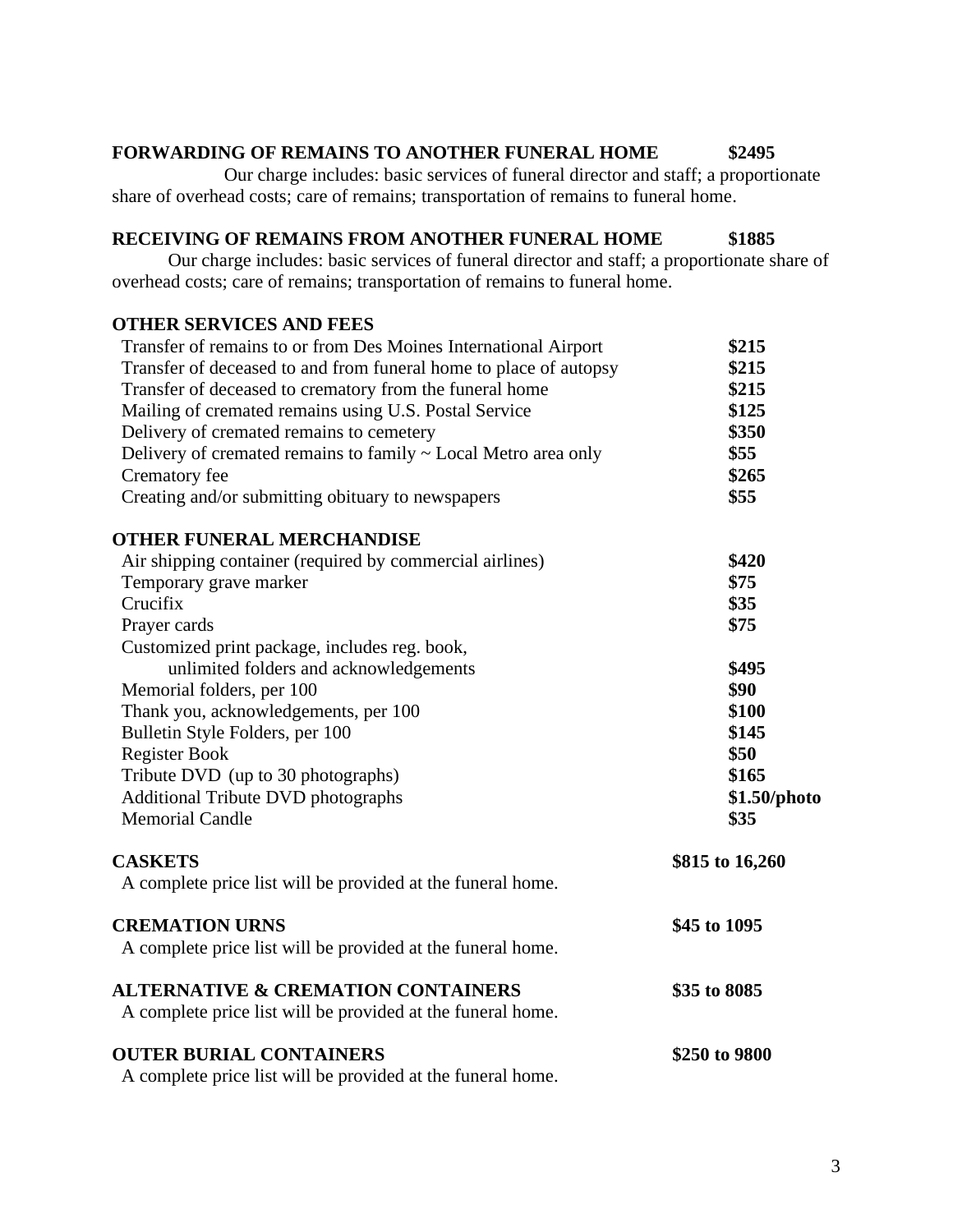**FORWARDING OF REMAINS TO ANOTHER FUNERAL HOME** **$2495**

Our charge includes: basic services of funeral director and staff; a proportionate share of overhead costs; care of remains; transportation of remains to funeral home.

**RECEIVING OF REMAINS FROM ANOTHER FUNERAL HOME** **$1885**

Our charge includes: basic services of funeral director and staff; a proportionate share of overhead costs; care of remains; transportation of remains to funeral home.

**OTHER SERVICES AND FEES**

| | |
|---|---|
| Transfer of remains to or from Des Moines International Airport | **$215** |
| Transfer of deceased to and from funeral home to place of autopsy | **$215** |
| Transfer of deceased to crematory from the funeral home | **$215** |
| Mailing of cremated remains using U.S. Postal Service | **$125** |
| Delivery of cremated remains to cemetery | **$350** |
| Delivery of cremated remains to family ~ Local Metro area only | **$55** |
| Crematory fee | **$265** |
| Creating and/or submitting obituary to newspapers | **$55** |

**OTHER FUNERAL MERCHANDISE**

| | |
|---|---|
| Air shipping container (required by commercial airlines) | **$420** |
| Temporary grave marker | **$75** |
| Crucifix | **$35** |
| Prayer cards | **$75** |
| Customized print package, includes reg. book, unlimited folders and acknowledgements | **$495** |
| Memorial folders, per 100 | **$90** |
| Thank you, acknowledgements, per 100 | **$100** |
| Bulletin Style Folders, per 100 | **$145** |
| Register Book | **$50** |
| Tribute DVD (up to 30 photographs) | **$165** |
| Additional Tribute DVD photographs | **$1.50/photo** |
| Memorial Candle | **$35** |

**CASKETS** **$815 to 16,260**

A complete price list will be provided at the funeral home.

**CREMATION URNS** **$45 to 1095**

A complete price list will be provided at the funeral home.

**ALTERNATIVE & CREMATION CONTAINERS** **$35 to 8085**

A complete price list will be provided at the funeral home.

**OUTER BURIAL CONTAINERS** **$250 to 9800**

A complete price list will be provided at the funeral home.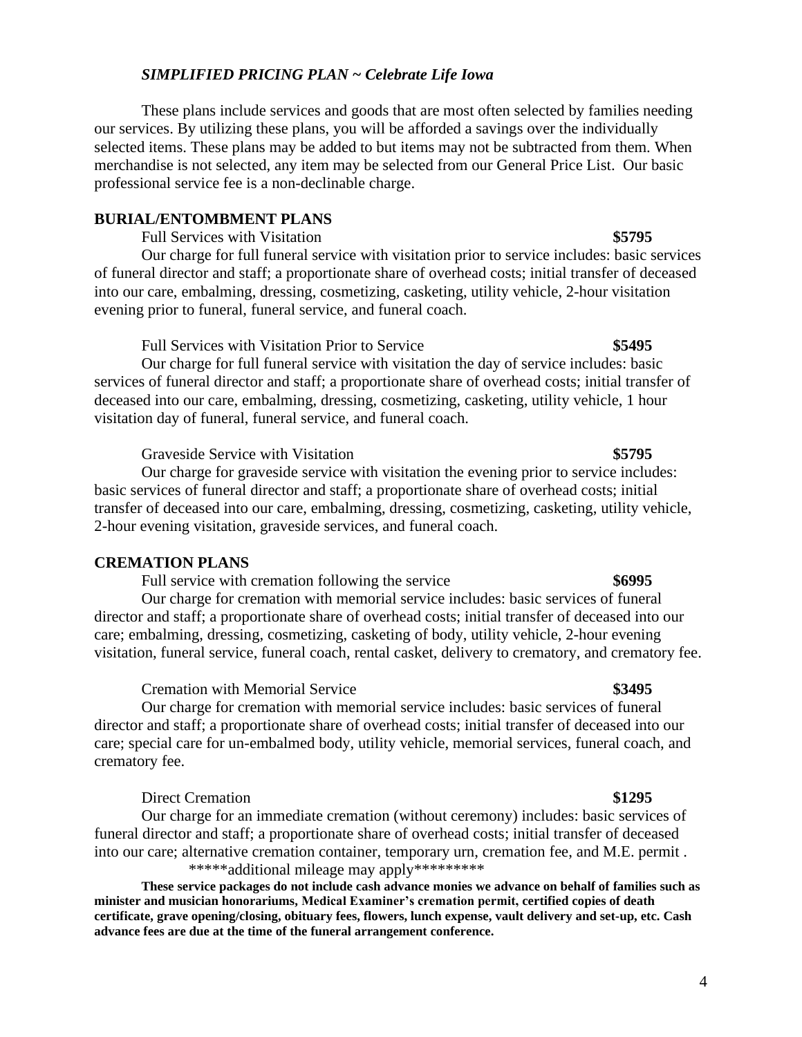*SIMPLIFIED PRICING PLAN ~ Celebrate Life Iowa*

These plans include services and goods that are most often selected by families needing our services. By utilizing these plans, you will be afforded a savings over the individually selected items. These plans may be added to but items may not be subtracted from them. When merchandise is not selected, any item may be selected from our General Price List. Our basic professional service fee is a non-declinable charge.

**BURIAL/ENTOMBMENT PLANS**

Full Services with Visitation **$5795**

Our charge for full funeral service with visitation prior to service includes: basic services of funeral director and staff; a proportionate share of overhead costs; initial transfer of deceased into our care, embalming, dressing, cosmetizing, casketing, utility vehicle, 2-hour visitation evening prior to funeral, funeral service, and funeral coach.

Full Services with Visitation Prior to Service **$5495**

Our charge for full funeral service with visitation the day of service includes: basic services of funeral director and staff; a proportionate share of overhead costs; initial transfer of deceased into our care, embalming, dressing, cosmetizing, casketing, utility vehicle, 1 hour visitation day of funeral, funeral service, and funeral coach.

Graveside Service with Visitation **$5795**

Our charge for graveside service with visitation the evening prior to service includes: basic services of funeral director and staff; a proportionate share of overhead costs; initial transfer of deceased into our care, embalming, dressing, cosmetizing, casketing, utility vehicle, 2-hour evening visitation, graveside services, and funeral coach.

**CREMATION PLANS**

Full service with cremation following the service **$6995**

Our charge for cremation with memorial service includes: basic services of funeral director and staff; a proportionate share of overhead costs; initial transfer of deceased into our care; embalming, dressing, cosmetizing, casketing of body, utility vehicle, 2-hour evening visitation, funeral service, funeral coach, rental casket, delivery to crematory, and crematory fee.

Cremation with Memorial Service **$3495**

Our charge for cremation with memorial service includes: basic services of funeral director and staff; a proportionate share of overhead costs; initial transfer of deceased into our care; special care for un-embalmed body, utility vehicle, memorial services, funeral coach, and crematory fee.

Direct Cremation **$1295**

Our charge for an immediate cremation (without ceremony) includes: basic services of funeral director and staff; a proportionate share of overhead costs; initial transfer of deceased into our care; alternative cremation container, temporary urn, cremation fee, and M.E. permit .

*****additional mileage may apply*********

**These service packages do not include cash advance monies we advance on behalf of families such as minister and musician honorariums, Medical Examiner's cremation permit, certified copies of death certificate, grave opening/closing, obituary fees, flowers, lunch expense, vault delivery and set-up, etc. Cash advance fees are due at the time of the funeral arrangement conference.**